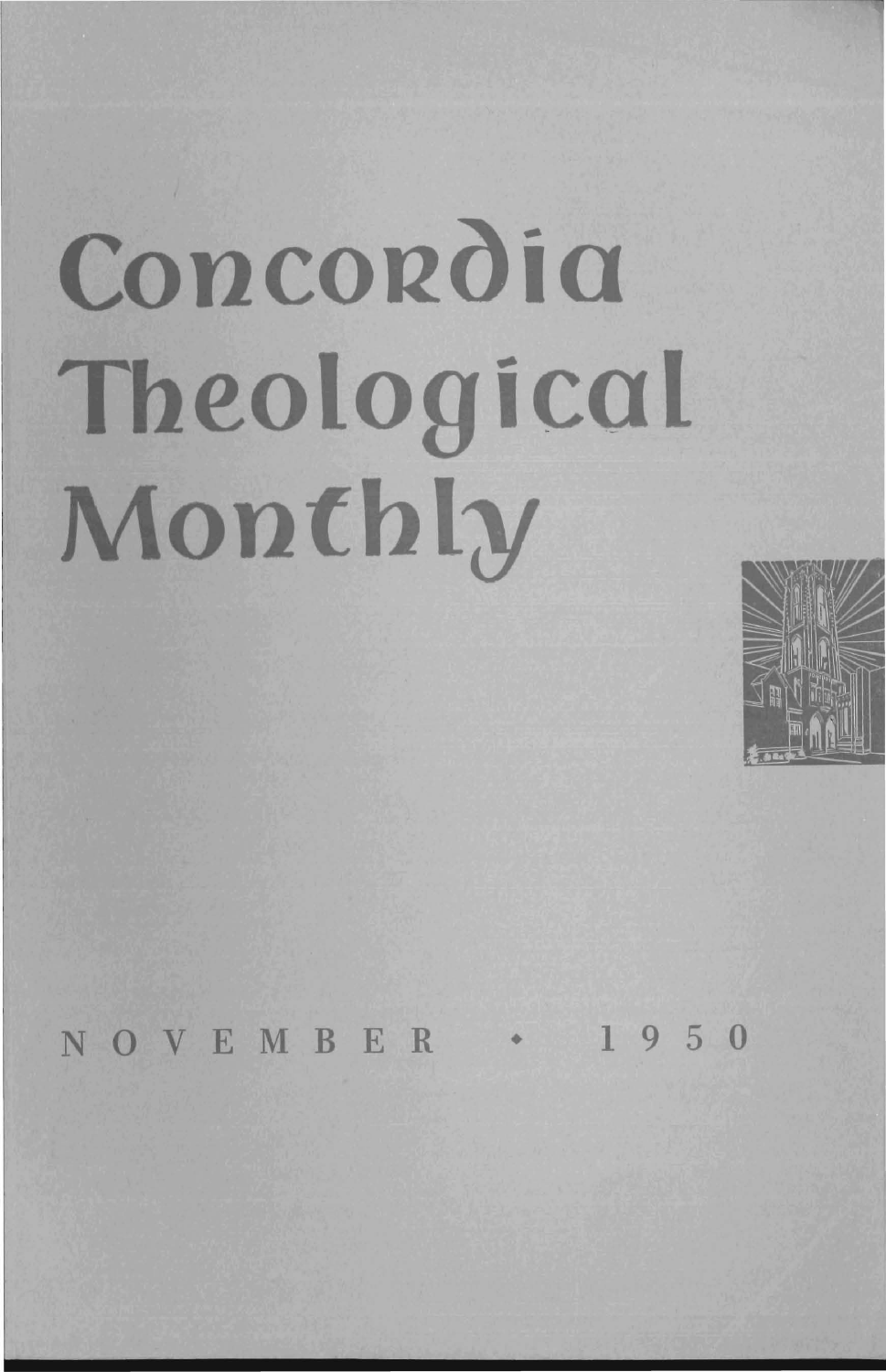# Concordia Theological Monthly

NOVEMBER • 1950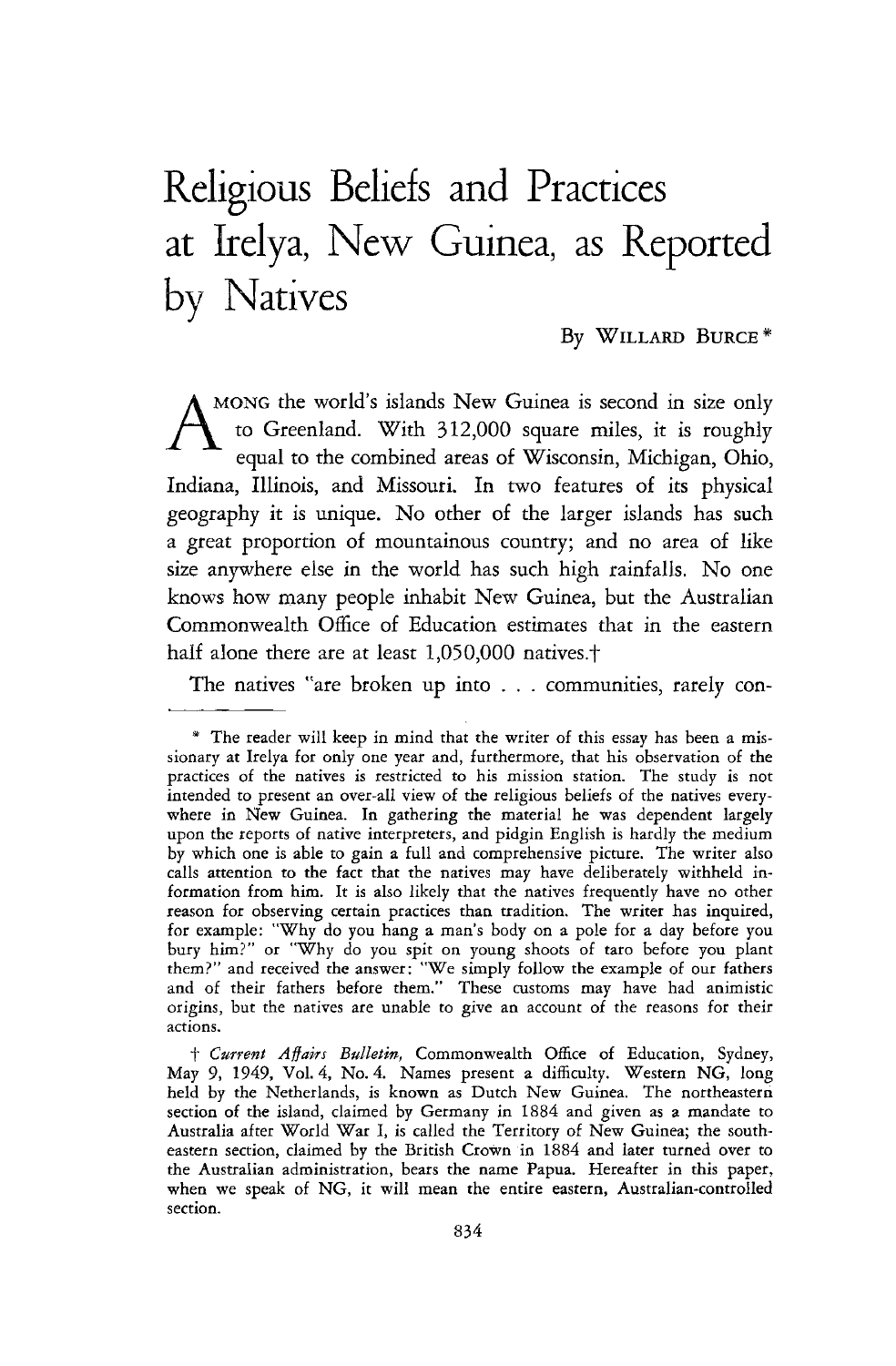# Religious Beliefs and Practices at Irelya, New Guinea, as Reported by Natives

By WILLARD BURCE *

AMONG the world's islands New Guinea is second in size only to Greenland. With 312,000 square miles, it is roughly equal to the combined areas of Wisconsin, Michigan, Ohio, Indiana, Illinois, and Missouri. In two features of its physical geography it is unique. No other of the larger islands has such a great proportion of mountainous country; and no area of like size anywhere else in the world has such high rainfalls. No one knows how many people inhabit New Guinea, but the Australian Commonwealth Office of Education estimates that in the eastern half alone there are at least 1,050,000 natives.†

The natives "are broken up into . . . communities, rarely con-

---

\* The reader will keep in mind that the writer of this essay has been a missionary at Irelya for only one year and, furthermore, that his observation of the practices of the natives is restricted to his mission station. The study is not intended to present an over-all view of the religious beliefs of the natives everywhere in New Guinea. In gathering the material he was dependent largely upon the reports of native interpreters, and pidgin English is hardly the medium by which one is able to gain a full and comprehensive picture. The writer also calls attention to the fact that the natives may have deliberately withheld information from him. It is also likely that the natives frequently have no other reason for observing certain practices than tradition. The writer has inquired, for example: "Why do you hang a man's body on a pole for a day before you bury him?" or "Why do you spit on young shoots of taro before you plant them?" and received the answer: "We simply follow the example of our fathers and of their fathers before them." These customs may have had animistic origins, but the natives are unable to give an account of the reasons for their actions.

† *Current Affairs Bulletin*, Commonwealth Office of Education, Sydney, May 9, 1949, Vol. 4, No. 4. Names present a difficulty. Western NG, long held by the Netherlands, is known as Dutch New Guinea. The northeastern section of the island, claimed by Germany in 1884 and given as a mandate to Australia after World War I, is called the Territory of New Guinea; the southeastern section, claimed by the British Crown in 1884 and later turned over to the Australian administration, bears the name Papua. Hereafter in this paper, when we speak of NG, it will mean the entire eastern, Australian-controlled section.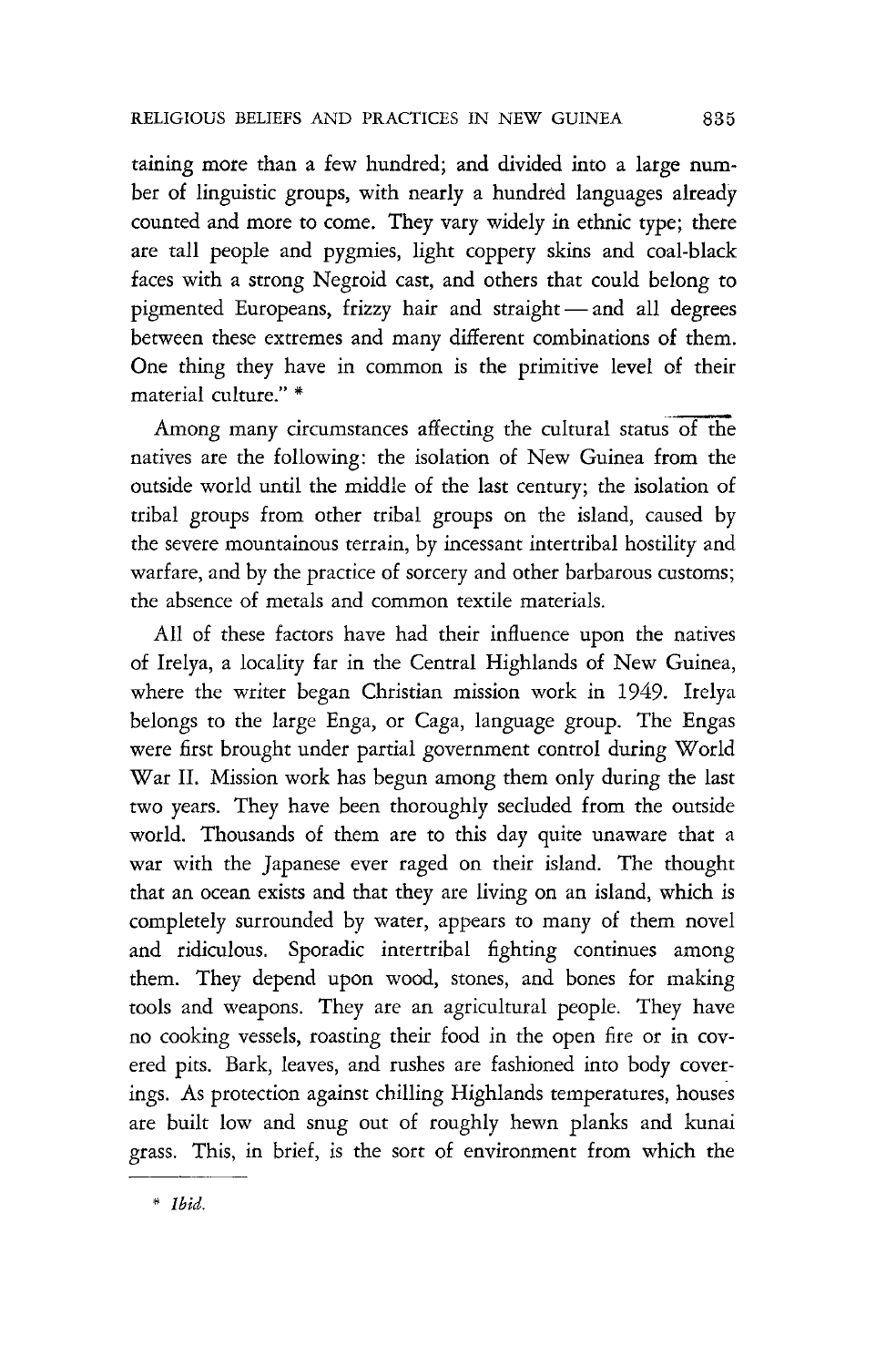taining more than a few hundred; and divided into a large number of linguistic groups, with nearly a hundred languages already counted and more to come. They vary widely in ethnic type; there are tall people and pygmies, light coppery skins and coal-black faces with a strong Negroid cast, and others that could belong to pigmented Europeans, frizzy hair and straight — and all degrees between these extremes and many different combinations of them. One thing they have in common is the primitive level of their material culture." *

Among many circumstances affecting the cultural status of the natives are the following: the isolation of New Guinea from the outside world until the middle of the last century; the isolation of tribal groups from other tribal groups on the island, caused by the severe mountainous terrain, by incessant intertribal hostility and warfare, and by the practice of sorcery and other barbarous customs; the absence of metals and common textile materials.

All of these factors have had their influence upon the natives of Irelya, a locality far in the Central Highlands of New Guinea, where the writer began Christian mission work in 1949. Irelya belongs to the large Enga, or Caga, language group. The Engas were first brought under partial government control during World War II. Mission work has begun among them only during the last two years. They have been thoroughly secluded from the outside world. Thousands of them are to this day quite unaware that a war with the Japanese ever raged on their island. The thought that an ocean exists and that they are living on an island, which is completely surrounded by water, appears to many of them novel and ridiculous. Sporadic intertribal fighting continues among them. They depend upon wood, stones, and bones for making tools and weapons. They are an agricultural people. They have no cooking vessels, roasting their food in the open fire or in covered pits. Bark, leaves, and rushes are fashioned into body coverings. As protection against chilling Highlands temperatures, houses are built low and snug out of roughly hewn planks and kunai grass. This, in brief, is the sort of environment from which the

\* *Ibid.*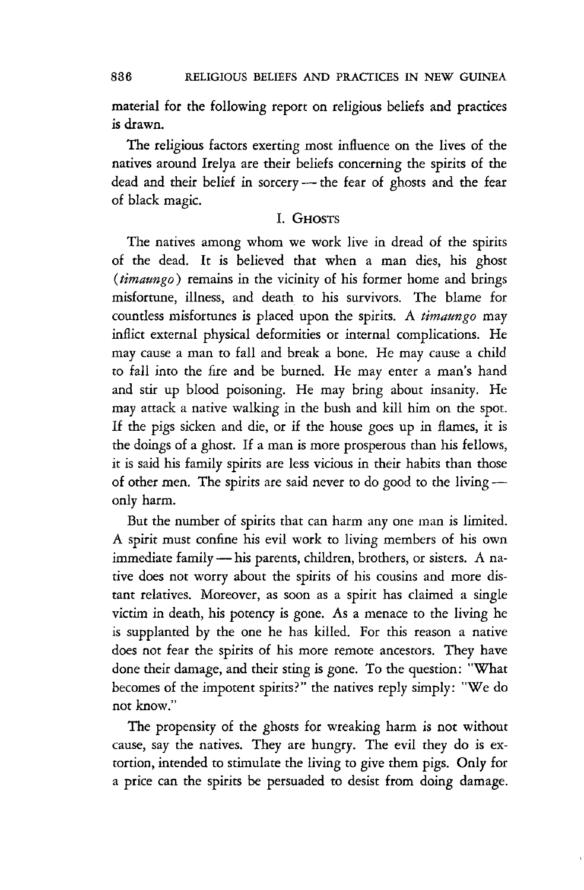material for the following report on religious beliefs and practices is drawn.

The religious factors exerting most influence on the lives of the natives around Irelya are their beliefs concerning the spirits of the dead and their belief in sorcery — the fear of ghosts and the fear of black magic.

## I. Ghosts

The natives among whom we work live in dread of the spirits of the dead. It is believed that when a man dies, his ghost (*timaungo*) remains in the vicinity of his former home and brings misfortune, illness, and death to his survivors. The blame for countless misfortunes is placed upon the spirits. A *timaungo* may inflict external physical deformities or internal complications. He may cause a man to fall and break a bone. He may cause a child to fall into the fire and be burned. He may enter a man's hand and stir up blood poisoning. He may bring about insanity. He may attack a native walking in the bush and kill him on the spot. If the pigs sicken and die, or if the house goes up in flames, it is the doings of a ghost. If a man is more prosperous than his fellows, it is said his family spirits are less vicious in their habits than those of other men. The spirits are said never to do good to the living — only harm.

But the number of spirits that can harm any one man is limited. A spirit must confine his evil work to living members of his own immediate family — his parents, children, brothers, or sisters. A native does not worry about the spirits of his cousins and more distant relatives. Moreover, as soon as a spirit has claimed a single victim in death, his potency is gone. As a menace to the living he is supplanted by the one he has killed. For this reason a native does not fear the spirits of his more remote ancestors. They have done their damage, and their sting is gone. To the question: "What becomes of the impotent spirits?" the natives reply simply: "We do not know."

The propensity of the ghosts for wreaking harm is not without cause, say the natives. They are hungry. The evil they do is extortion, intended to stimulate the living to give them pigs. Only for a price can the spirits be persuaded to desist from doing damage.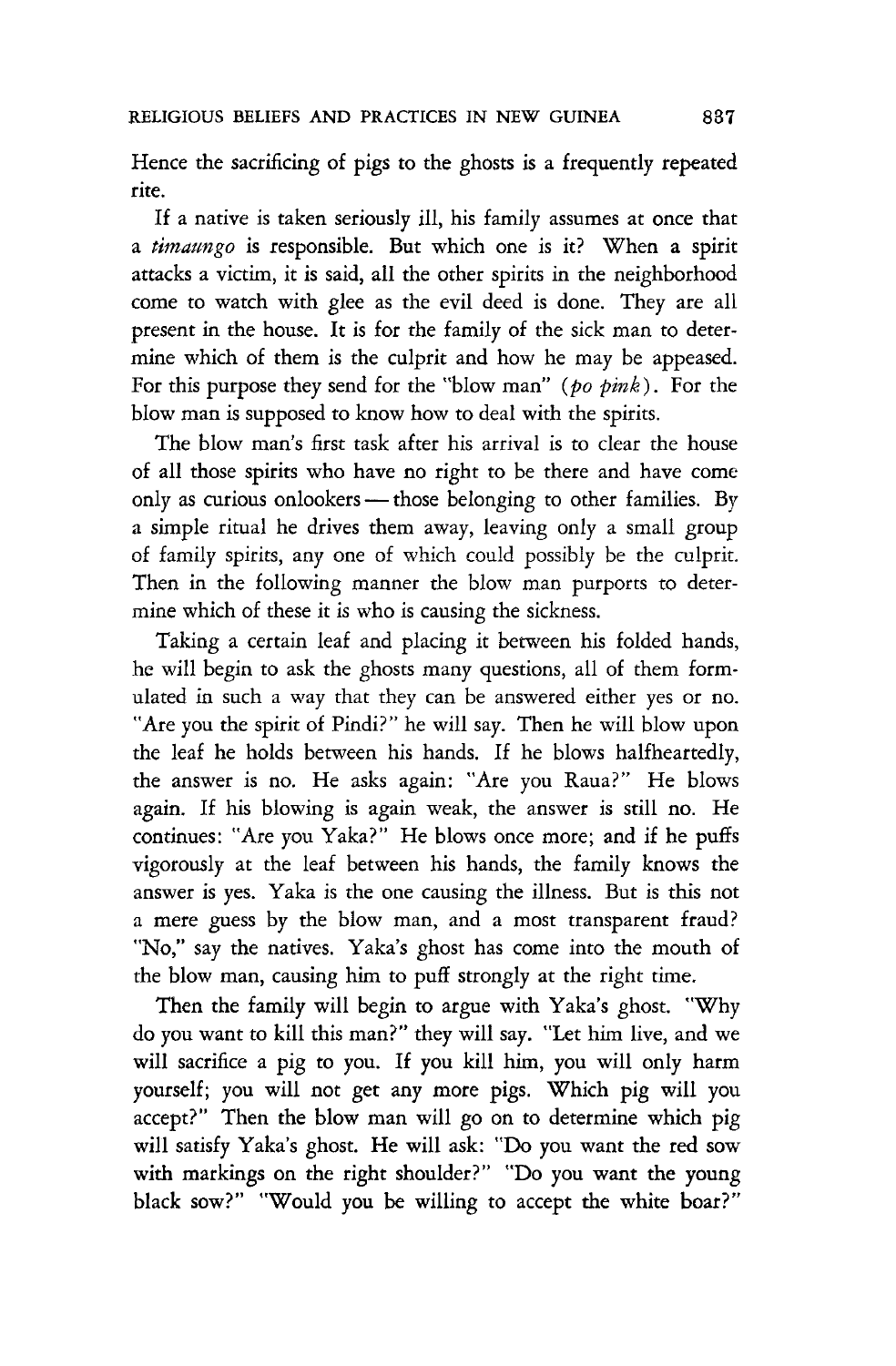Hence the sacrificing of pigs to the ghosts is a frequently repeated rite.

If a native is taken seriously ill, his family assumes at once that a *timaungo* is responsible. But which one is it? When a spirit attacks a victim, it is said, all the other spirits in the neighborhood come to watch with glee as the evil deed is done. They are all present in the house. It is for the family of the sick man to determine which of them is the culprit and how he may be appeased. For this purpose they send for the "blow man" (*po pink*). For the blow man is supposed to know how to deal with the spirits.

The blow man's first task after his arrival is to clear the house of all those spirits who have no right to be there and have come only as curious onlookers — those belonging to other families. By a simple ritual he drives them away, leaving only a small group of family spirits, any one of which could possibly be the culprit. Then in the following manner the blow man purports to determine which of these it is who is causing the sickness.

Taking a certain leaf and placing it between his folded hands, he will begin to ask the ghosts many questions, all of them formulated in such a way that they can be answered either yes or no. "Are you the spirit of Pindi?" he will say. Then he will blow upon the leaf he holds between his hands. If he blows halfheartedly, the answer is no. He asks again: "Are you Raua?" He blows again. If his blowing is again weak, the answer is still no. He continues: "Are you Yaka?" He blows once more; and if he puffs vigorously at the leaf between his hands, the family knows the answer is yes. Yaka is the one causing the illness. But is this not a mere guess by the blow man, and a most transparent fraud? "No," say the natives. Yaka's ghost has come into the mouth of the blow man, causing him to puff strongly at the right time.

Then the family will begin to argue with Yaka's ghost. "Why do you want to kill this man?" they will say. "Let him live, and we will sacrifice a pig to you. If you kill him, you will only harm yourself; you will not get any more pigs. Which pig will you accept?" Then the blow man will go on to determine which pig will satisfy Yaka's ghost. He will ask: "Do you want the red sow with markings on the right shoulder?" "Do you want the young black sow?" "Would you be willing to accept the white boar?"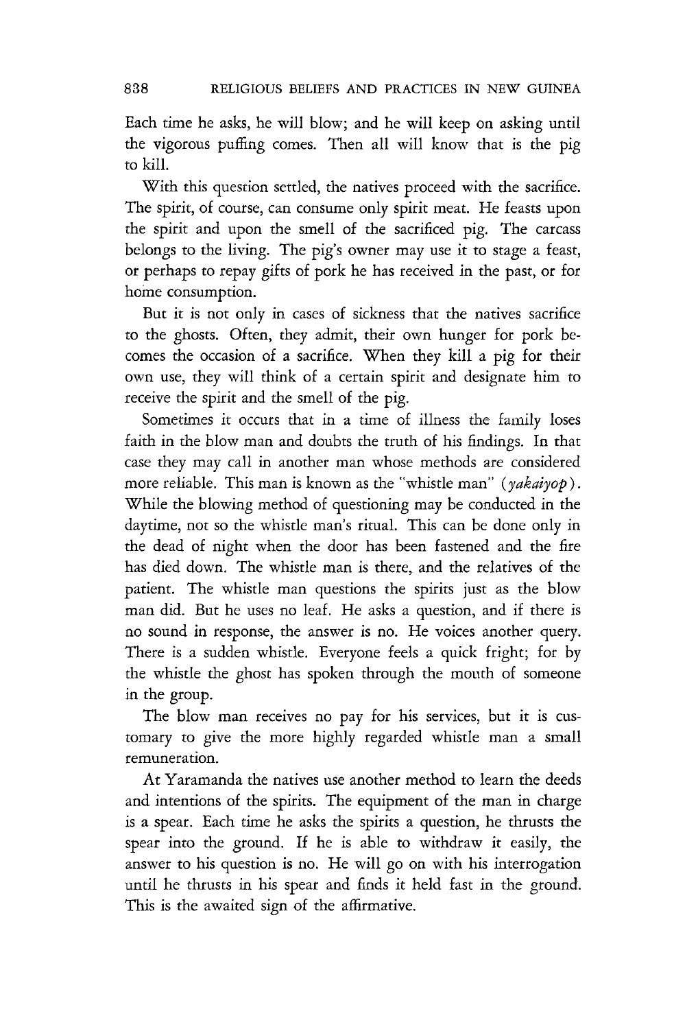Each time he asks, he will blow; and he will keep on asking until the vigorous puffing comes. Then all will know that is the pig to kill.

With this question settled, the natives proceed with the sacrifice. The spirit, of course, can consume only spirit meat. He feasts upon the spirit and upon the smell of the sacrificed pig. The carcass belongs to the living. The pig's owner may use it to stage a feast, or perhaps to repay gifts of pork he has received in the past, or for home consumption.

But it is not only in cases of sickness that the natives sacrifice to the ghosts. Often, they admit, their own hunger for pork becomes the occasion of a sacrifice. When they kill a pig for their own use, they will think of a certain spirit and designate him to receive the spirit and the smell of the pig.

Sometimes it occurs that in a time of illness the family loses faith in the blow man and doubts the truth of his findings. In that case they may call in another man whose methods are considered more reliable. This man is known as the "whistle man" (*yakaiyop*). While the blowing method of questioning may be conducted in the daytime, not so the whistle man's ritual. This can be done only in the dead of night when the door has been fastened and the fire has died down. The whistle man is there, and the relatives of the patient. The whistle man questions the spirits just as the blow man did. But he uses no leaf. He asks a question, and if there is no sound in response, the answer is no. He voices another query. There is a sudden whistle. Everyone feels a quick fright; for by the whistle the ghost has spoken through the mouth of someone in the group.

The blow man receives no pay for his services, but it is customary to give the more highly regarded whistle man a small remuneration.

At Yaramanda the natives use another method to learn the deeds and intentions of the spirits. The equipment of the man in charge is a spear. Each time he asks the spirits a question, he thrusts the spear into the ground. If he is able to withdraw it easily, the answer to his question is no. He will go on with his interrogation until he thrusts in his spear and finds it held fast in the ground. This is the awaited sign of the affirmative.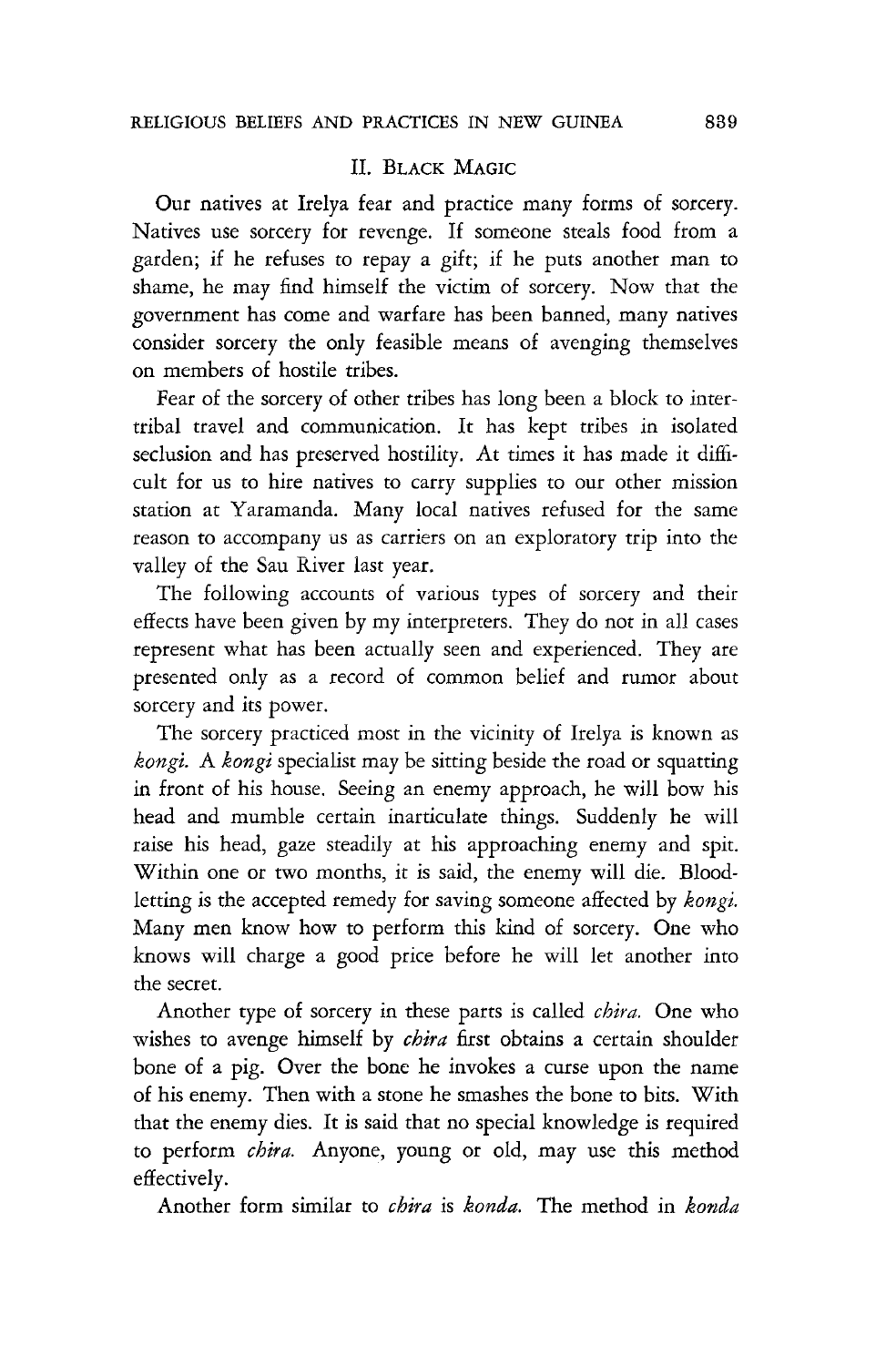## II. Black Magic

Our natives at Irelya fear and practice many forms of sorcery. Natives use sorcery for revenge. If someone steals food from a garden; if he refuses to repay a gift; if he puts another man to shame, he may find himself the victim of sorcery. Now that the government has come and warfare has been banned, many natives consider sorcery the only feasible means of avenging themselves on members of hostile tribes.

Fear of the sorcery of other tribes has long been a block to intertribal travel and communication. It has kept tribes in isolated seclusion and has preserved hostility. At times it has made it difficult for us to hire natives to carry supplies to our other mission station at Yaramanda. Many local natives refused for the same reason to accompany us as carriers on an exploratory trip into the valley of the Sau River last year.

The following accounts of various types of sorcery and their effects have been given by my interpreters. They do not in all cases represent what has been actually seen and experienced. They are presented only as a record of common belief and rumor about sorcery and its power.

The sorcery practiced most in the vicinity of Irelya is known as *kongi*. A *kongi* specialist may be sitting beside the road or squatting in front of his house. Seeing an enemy approach, he will bow his head and mumble certain inarticulate things. Suddenly he will raise his head, gaze steadily at his approaching enemy and spit. Within one or two months, it is said, the enemy will die. Bloodletting is the accepted remedy for saving someone affected by *kongi*. Many men know how to perform this kind of sorcery. One who knows will charge a good price before he will let another into the secret.

Another type of sorcery in these parts is called *chira*. One who wishes to avenge himself by *chira* first obtains a certain shoulder bone of a pig. Over the bone he invokes a curse upon the name of his enemy. Then with a stone he smashes the bone to bits. With that the enemy dies. It is said that no special knowledge is required to perform *chira*. Anyone, young or old, may use this method effectively.

Another form similar to *chira* is *konda*. The method in *konda*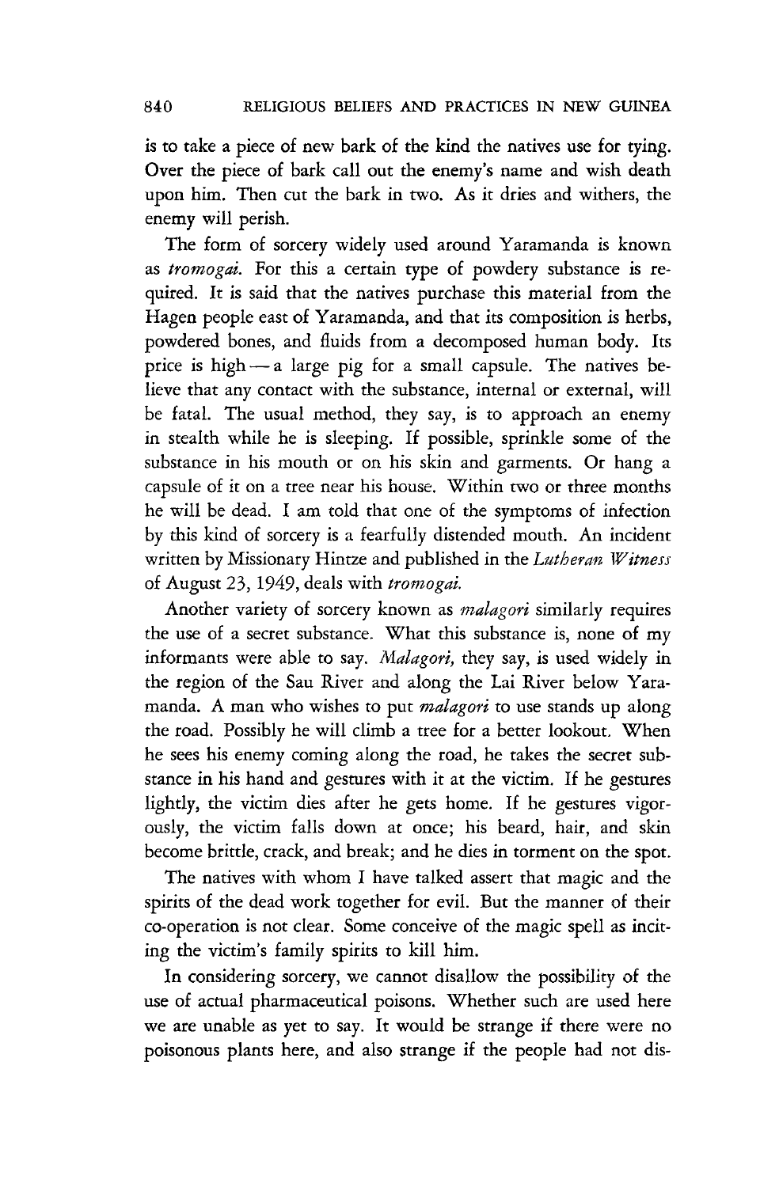is to take a piece of new bark of the kind the natives use for tying. Over the piece of bark call out the enemy's name and wish death upon him. Then cut the bark in two. As it dries and withers, the enemy will perish.

The form of sorcery widely used around Yaramanda is known as *tromogai.* For this a certain type of powdery substance is required. It is said that the natives purchase this material from the Hagen people east of Yaramanda, and that its composition is herbs, powdered bones, and fluids from a decomposed human body. Its price is high — a large pig for a small capsule. The natives believe that any contact with the substance, internal or external, will be fatal. The usual method, they say, is to approach an enemy in stealth while he is sleeping. If possible, sprinkle some of the substance in his mouth or on his skin and garments. Or hang a capsule of it on a tree near his house. Within two or three months he will be dead. I am told that one of the symptoms of infection by this kind of sorcery is a fearfully distended mouth. An incident written by Missionary Hintze and published in the *Lutheran Witness* of August 23, 1949, deals with *tromogai.*

Another variety of sorcery known as *malagori* similarly requires the use of a secret substance. What this substance is, none of my informants were able to say. *Malagori,* they say, is used widely in the region of the Sau River and along the Lai River below Yaramanda. A man who wishes to put *malagori* to use stands up along the road. Possibly he will climb a tree for a better lookout. When he sees his enemy coming along the road, he takes the secret substance in his hand and gestures with it at the victim. If he gestures lightly, the victim dies after he gets home. If he gestures vigorously, the victim falls down at once; his beard, hair, and skin become brittle, crack, and break; and he dies in torment on the spot.

The natives with whom I have talked assert that magic and the spirits of the dead work together for evil. But the manner of their co-operation is not clear. Some conceive of the magic spell as inciting the victim's family spirits to kill him.

In considering sorcery, we cannot disallow the possibility of the use of actual pharmaceutical poisons. Whether such are used here we are unable as yet to say. It would be strange if there were no poisonous plants here, and also strange if the people had not dis-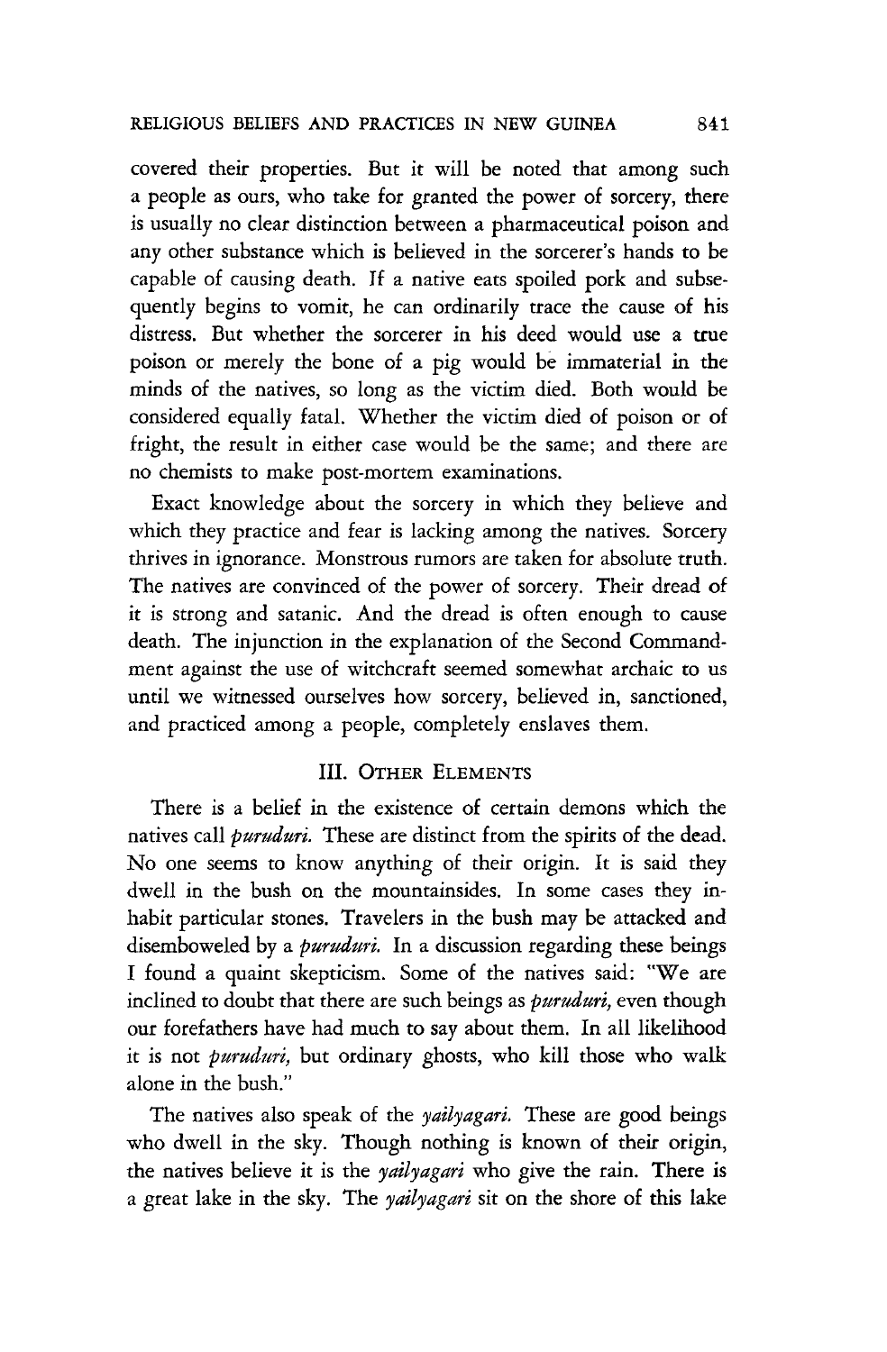covered their properties. But it will be noted that among such a people as ours, who take for granted the power of sorcery, there is usually no clear distinction between a pharmaceutical poison and any other substance which is believed in the sorcerer's hands to be capable of causing death. If a native eats spoiled pork and subsequently begins to vomit, he can ordinarily trace the cause of his distress. But whether the sorcerer in his deed would use a true poison or merely the bone of a pig would be immaterial in the minds of the natives, so long as the victim died. Both would be considered equally fatal. Whether the victim died of poison or of fright, the result in either case would be the same; and there are no chemists to make post-mortem examinations.

Exact knowledge about the sorcery in which they believe and which they practice and fear is lacking among the natives. Sorcery thrives in ignorance. Monstrous rumors are taken for absolute truth. The natives are convinced of the power of sorcery. Their dread of it is strong and satanic. And the dread is often enough to cause death. The injunction in the explanation of the Second Commandment against the use of witchcraft seemed somewhat archaic to us until we witnessed ourselves how sorcery, believed in, sanctioned, and practiced among a people, completely enslaves them.

## III. Other Elements

There is a belief in the existence of certain demons which the natives call *puruduri.* These are distinct from the spirits of the dead. No one seems to know anything of their origin. It is said they dwell in the bush on the mountainsides. In some cases they inhabit particular stones. Travelers in the bush may be attacked and disemboweled by a *puruduri.* In a discussion regarding these beings I found a quaint skepticism. Some of the natives said: "We are inclined to doubt that there are such beings as *puruduri,* even though our forefathers have had much to say about them. In all likelihood it is not *puruduri,* but ordinary ghosts, who kill those who walk alone in the bush."

The natives also speak of the *yailyagari.* These are good beings who dwell in the sky. Though nothing is known of their origin, the natives believe it is the *yailyagari* who give the rain. There is a great lake in the sky. The *yailyagari* sit on the shore of this lake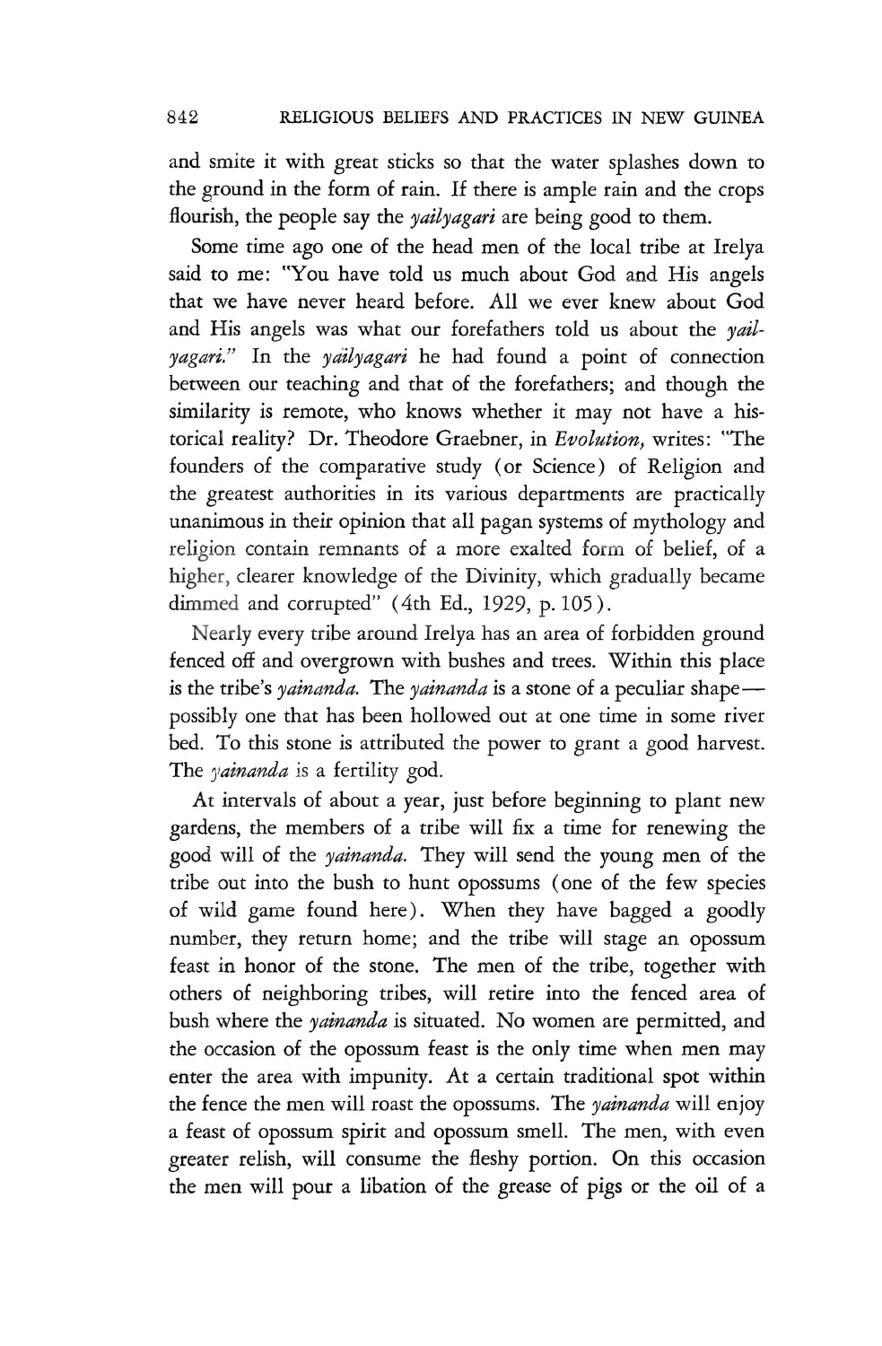and smite it with great sticks so that the water splashes down to the ground in the form of rain. If there is ample rain and the crops flourish, the people say the *yailyagari* are being good to them.

Some time ago one of the head men of the local tribe at Irelya said to me: "You have told us much about God and His angels that we have never heard before. All we ever knew about God and His angels was what our forefathers told us about the *yailyagari.*" In the *yailyagari* he had found a point of connection between our teaching and that of the forefathers; and though the similarity is remote, who knows whether it may not have a historical reality? Dr. Theodore Graebner, in *Evolution,* writes: "The founders of the comparative study (or Science) of Religion and the greatest authorities in its various departments are practically unanimous in their opinion that all pagan systems of mythology and religion contain remnants of a more exalted form of belief, of a higher, clearer knowledge of the Divinity, which gradually became dimmed and corrupted" (4th Ed., 1929, p. 105).

Nearly every tribe around Irelya has an area of forbidden ground fenced off and overgrown with bushes and trees. Within this place is the tribe's *yainanda.* The *yainanda* is a stone of a peculiar shape—possibly one that has been hollowed out at one time in some river bed. To this stone is attributed the power to grant a good harvest. The *yainanda* is a fertility god.

At intervals of about a year, just before beginning to plant new gardens, the members of a tribe will fix a time for renewing the good will of the *yainanda.* They will send the young men of the tribe out into the bush to hunt opossums (one of the few species of wild game found here). When they have bagged a goodly number, they return home; and the tribe will stage an opossum feast in honor of the stone. The men of the tribe, together with others of neighboring tribes, will retire into the fenced area of bush where the *yainanda* is situated. No women are permitted, and the occasion of the opossum feast is the only time when men may enter the area with impunity. At a certain traditional spot within the fence the men will roast the opossums. The *yainanda* will enjoy a feast of opossum spirit and opossum smell. The men, with even greater relish, will consume the fleshy portion. On this occasion the men will pour a libation of the grease of pigs or the oil of a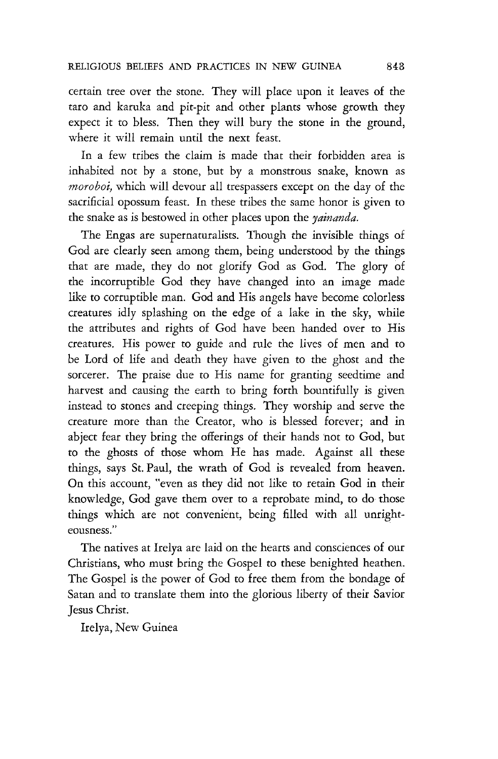certain tree over the stone. They will place upon it leaves of the taro and karuka and pit-pit and other plants whose growth they expect it to bless. Then they will bury the stone in the ground, where it will remain until the next feast.

In a few tribes the claim is made that their forbidden area is inhabited not by a stone, but by a monstrous snake, known as *moroboi,* which will devour all trespassers except on the day of the sacrificial opossum feast. In these tribes the same honor is given to the snake as is bestowed in other places upon the *yainanda.*

The Engas are supernaturalists. Though the invisible things of God are clearly seen among them, being understood by the things that are made, they do not glorify God as God. The glory of the incorruptible God they have changed into an image made like to corruptible man. God and His angels have become colorless creatures idly splashing on the edge of a lake in the sky, while the attributes and rights of God have been handed over to His creatures. His power to guide and rule the lives of men and to be Lord of life and death they have given to the ghost and the sorcerer. The praise due to His name for granting seedtime and harvest and causing the earth to bring forth bountifully is given instead to stones and creeping things. They worship and serve the creature more than the Creator, who is blessed forever; and in abject fear they bring the offerings of their hands not to God, but to the ghosts of those whom He has made. Against all these things, says St. Paul, the wrath of God is revealed from heaven. On this account, "even as they did not like to retain God in their knowledge, God gave them over to a reprobate mind, to do those things which are not convenient, being filled with all unrighteousness."

The natives at Irelya are laid on the hearts and consciences of our Christians, who must bring the Gospel to these benighted heathen. The Gospel is the power of God to free them from the bondage of Satan and to translate them into the glorious liberty of their Savior Jesus Christ.

Irelya, New Guinea